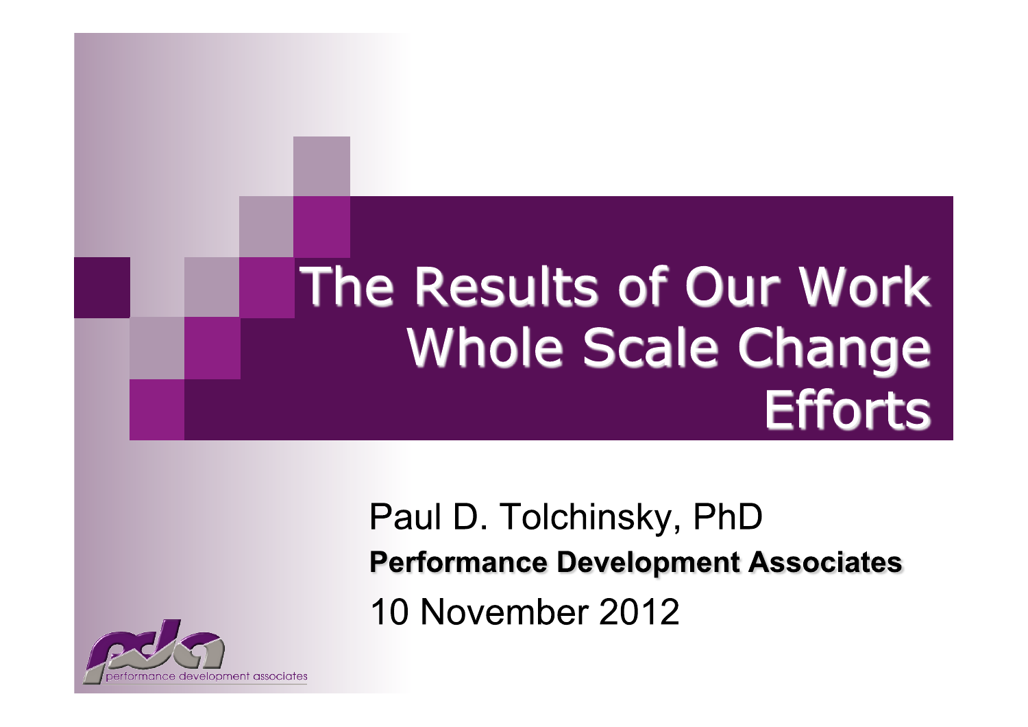# The Results of Our Work Whole Scale Change Efforts

Paul D. Tolchinsky, PhD

**Performance Development Associates**

10 November 2012

performance development associates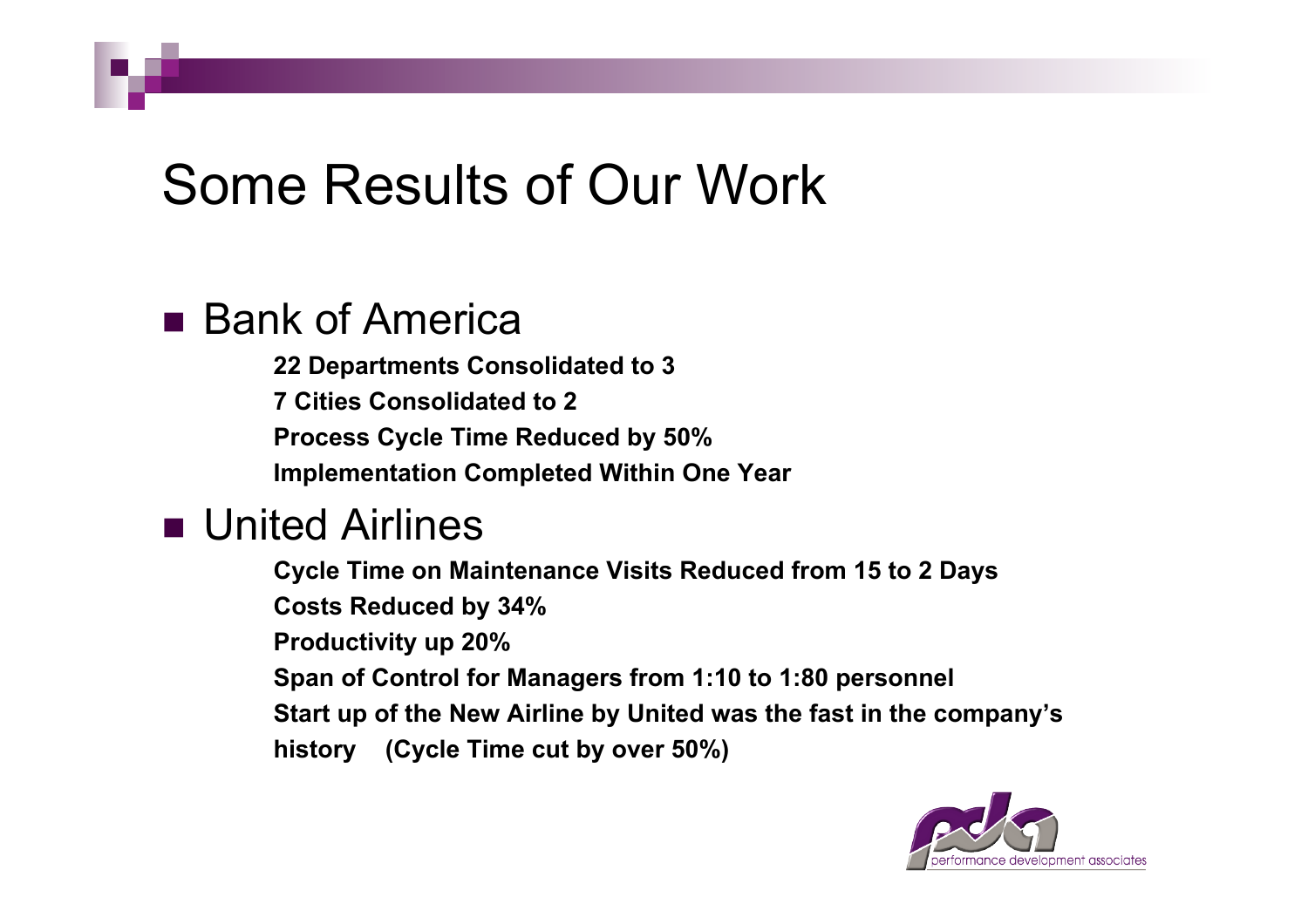# Some Results of Our Work

- Bank of America
  - **22 Departments Consolidated to 3**
  - **7 Cities Consolidated to 2**
  - **Process Cycle Time Reduced by 50%**
  - **Implementation Completed Within One Year**
- United Airlines
  - **Cycle Time on Maintenance Visits Reduced from 15 to 2 Days**
  - **Costs Reduced by 34%**
  - **Productivity up 20%**
  - **Span of Control for Managers from 1:10 to 1:80 personnel**
  - **Start up of the New Airline by United was the fast in the company's history (Cycle Time cut by over 50%)**

performance development associates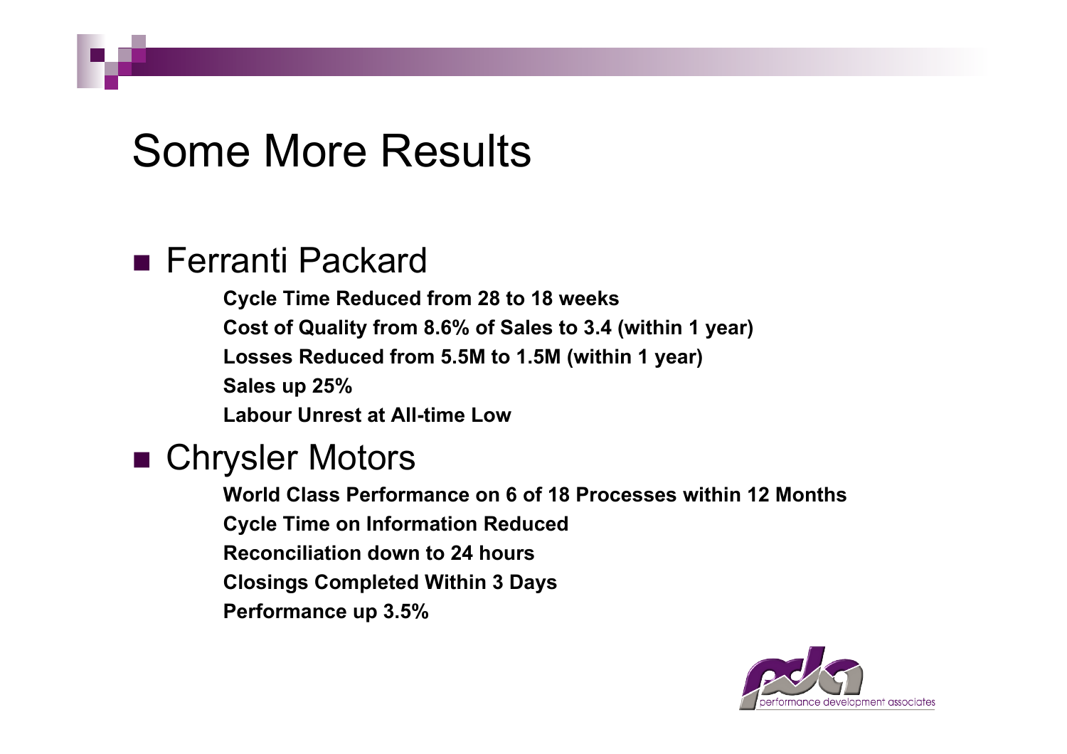# Some More Results

- Ferranti Packard
  - **Cycle Time Reduced from 28 to 18 weeks**
  - **Cost of Quality from 8.6% of Sales to 3.4 (within 1 year)**
  - **Losses Reduced from 5.5M to 1.5M (within 1 year)**
  - **Sales up 25%**
  - **Labour Unrest at All-time Low**
- Chrysler Motors
  - **World Class Performance on 6 of 18 Processes within 12 Months**
  - **Cycle Time on Information Reduced**
  - **Reconciliation down to 24 hours**
  - **Closings Completed Within 3 Days**
  - **Performance up 3.5%**

performance development associates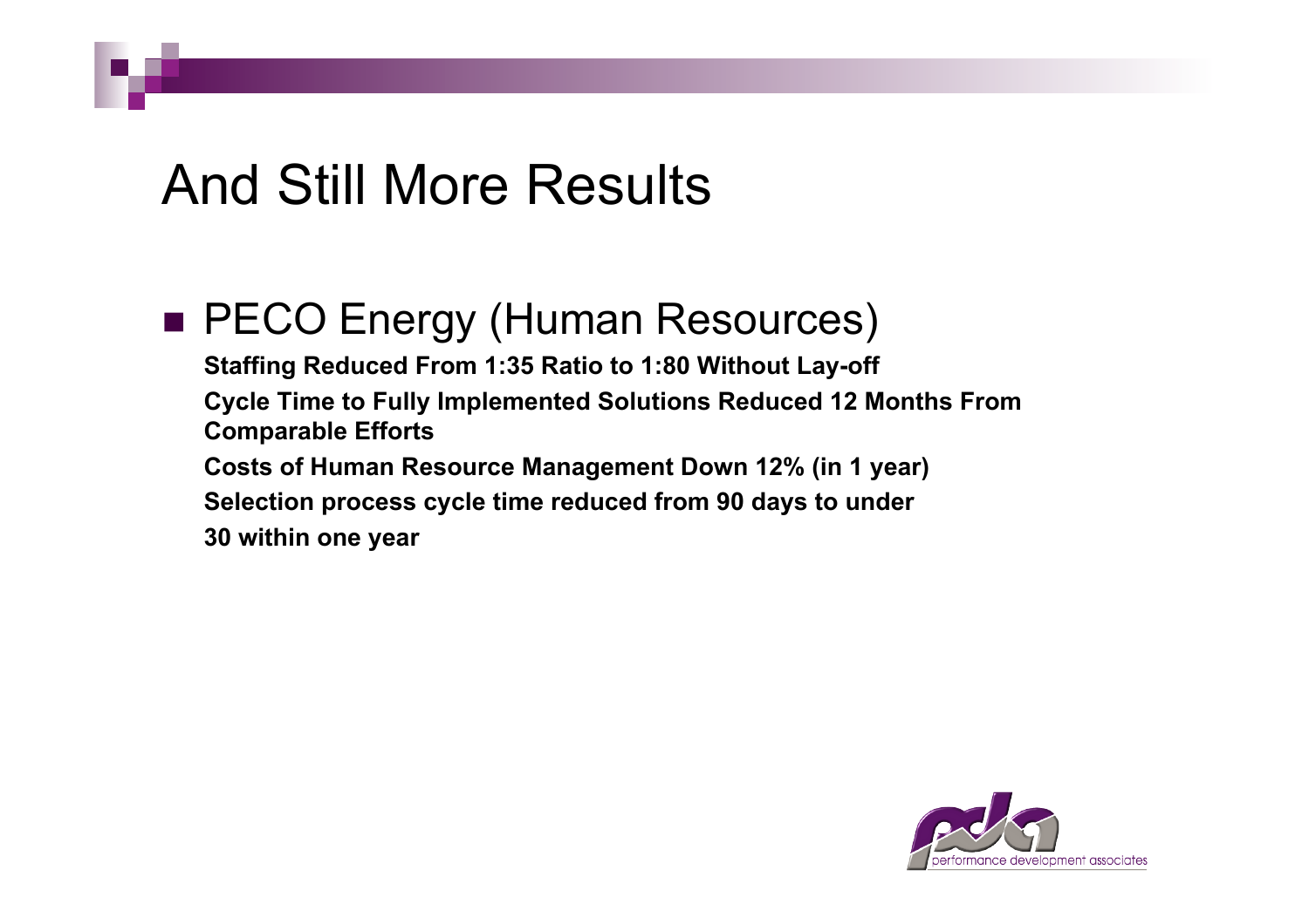# And Still More Results

- PECO Energy (Human Resources)

  **Staffing Reduced From 1:35 Ratio to 1:80 Without Lay-off**

  **Cycle Time to Fully Implemented Solutions Reduced 12 Months From Comparable Efforts**

  **Costs of Human Resource Management Down 12% (in 1 year)**

  **Selection process cycle time reduced from 90 days to under 30 within one year**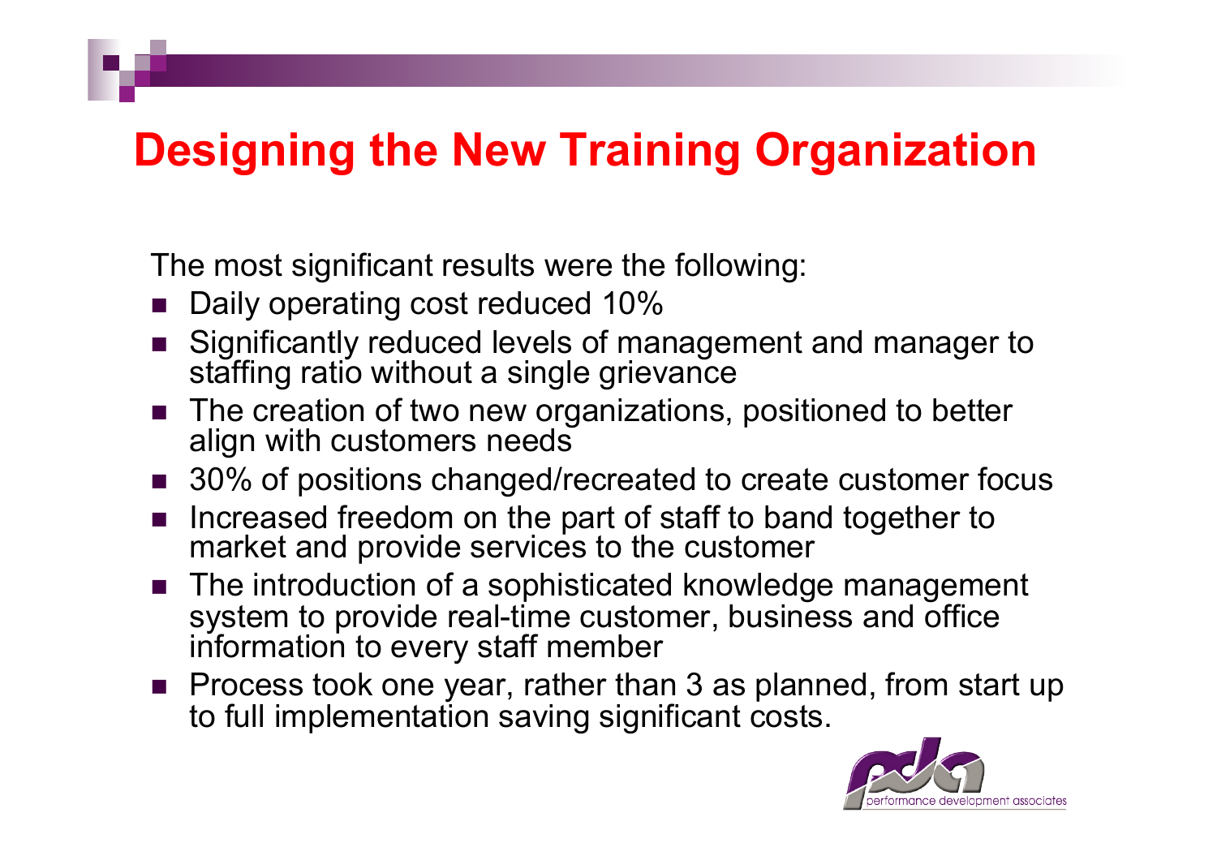# Designing the New Training Organization

The most significant results were the following:

- Daily operating cost reduced 10%
- Significantly reduced levels of management and manager to staffing ratio without a single grievance
- The creation of two new organizations, positioned to better align with customers needs
- 30% of positions changed/recreated to create customer focus
- Increased freedom on the part of staff to band together to market and provide services to the customer
- The introduction of a sophisticated knowledge management system to provide real-time customer, business and office information to every staff member
- Process took one year, rather than 3 as planned, from start up to full implementation saving significant costs.

pda performance development associates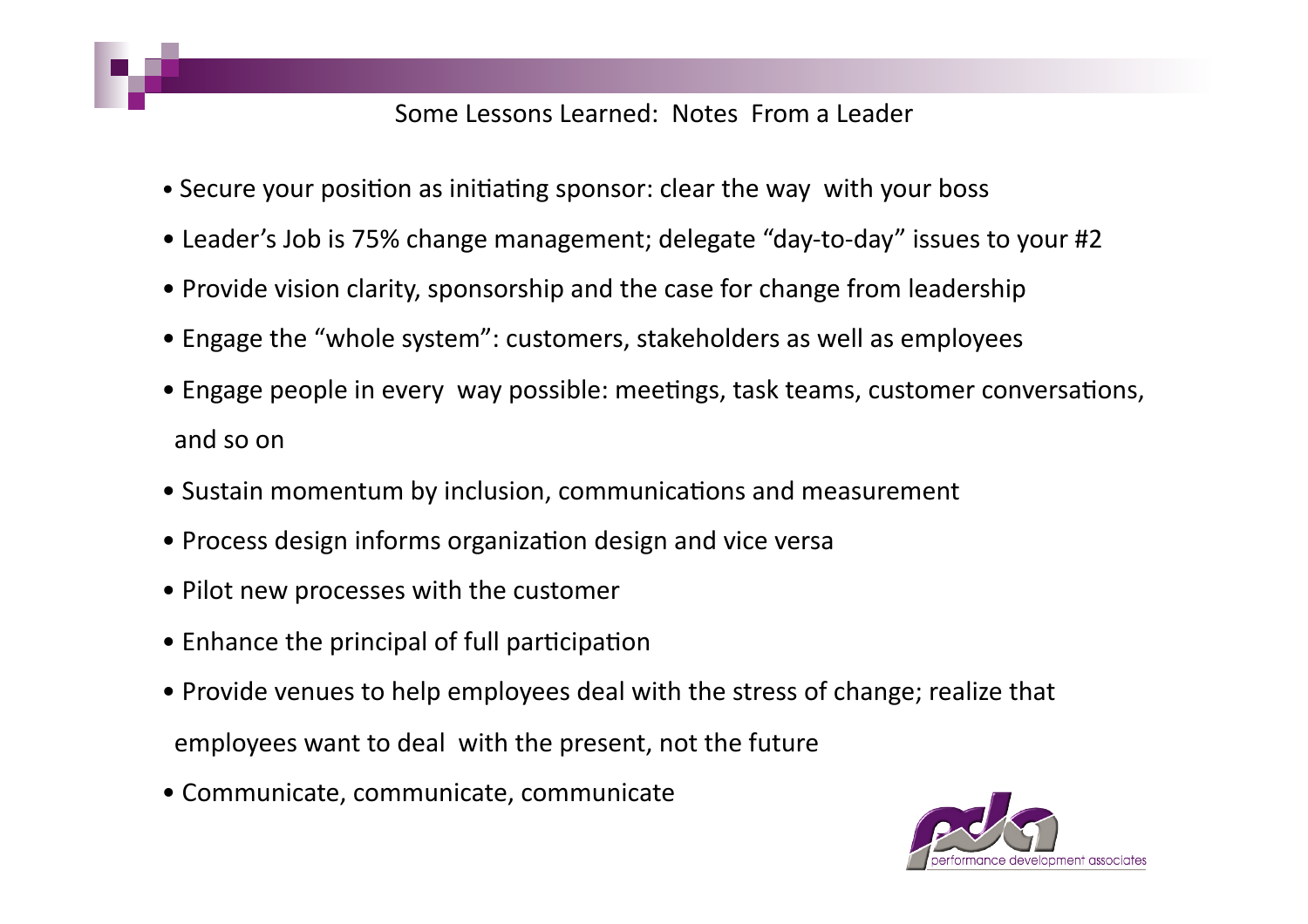## Some Lessons Learned: Notes From a Leader

- Secure your position as initiating sponsor: clear the way with your boss
- Leader's Job is 75% change management; delegate "day-to-day" issues to your #2
- Provide vision clarity, sponsorship and the case for change from leadership
- Engage the "whole system": customers, stakeholders as well as employees
- Engage people in every way possible: meetings, task teams, customer conversations, and so on
- Sustain momentum by inclusion, communications and measurement
- Process design informs organization design and vice versa
- Pilot new processes with the customer
- Enhance the principal of full participation
- Provide venues to help employees deal with the stress of change; realize that employees want to deal with the present, not the future
- Communicate, communicate, communicate

pda performance development associates